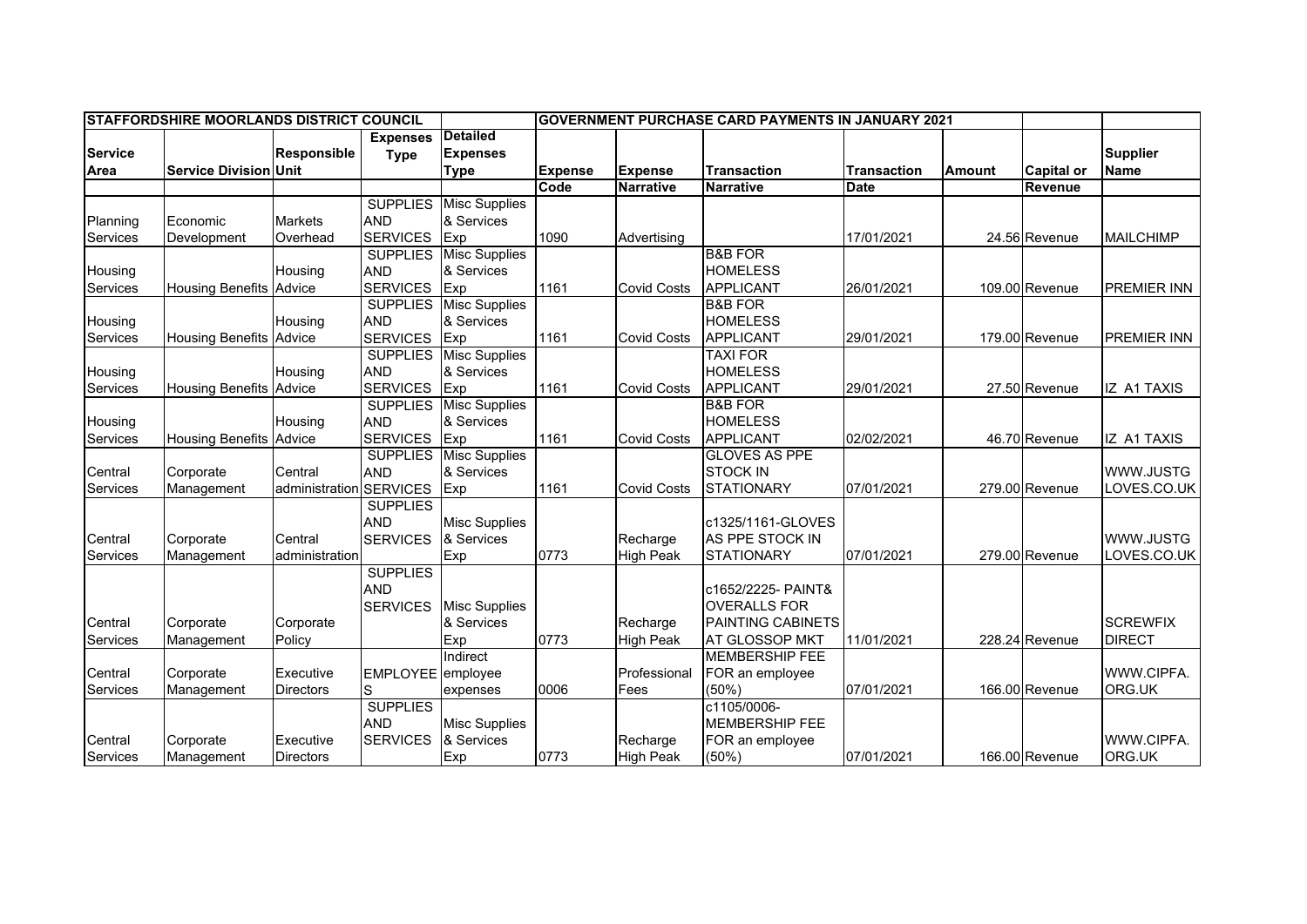| STAFFORDSHIRE MOORLANDS DISTRICT COUNCIL | | | | | GOVERNMENT PURCHASE CARD PAYMENTS IN JANUARY 2021 | | | | | | |
|---|---|---|---|---|---|---|---|---|---|---|---|
| Service Area | Service Division | Responsible Unit | Expenses Type | Detailed Expenses Type | Expense Code | Expense Narrative | Transaction Narrative | Transaction Date | Amount | Capital or Revenue | Supplier Name |
| Planning Services | Economic Development | Markets Overhead | SUPPLIES AND SERVICES | Misc Supplies & Services Exp | 1090 | Advertising | | 17/01/2021 | 24.56 | Revenue | MAILCHIMP |
| Housing Services | Housing Benefits | Housing Advice | SUPPLIES AND SERVICES | Misc Supplies & Services Exp | 1161 | Covid Costs | B&B FOR HOMELESS APPLICANT | 26/01/2021 | 109.00 | Revenue | PREMIER INN |
| Housing Services | Housing Benefits | Housing Advice | SUPPLIES AND SERVICES | Misc Supplies & Services Exp | 1161 | Covid Costs | B&B FOR HOMELESS APPLICANT | 29/01/2021 | 179.00 | Revenue | PREMIER INN |
| Housing Services | Housing Benefits | Housing Advice | SUPPLIES AND SERVICES | Misc Supplies & Services Exp | 1161 | Covid Costs | TAXI FOR HOMELESS APPLICANT | 29/01/2021 | 27.50 | Revenue | IZ A1 TAXIS |
| Housing Services | Housing Benefits | Housing Advice | SUPPLIES AND SERVICES | Misc Supplies & Services Exp | 1161 | Covid Costs | B&B FOR HOMELESS APPLICANT | 02/02/2021 | 46.70 | Revenue | IZ A1 TAXIS |
| Central Services | Corporate Management | Central administration | SUPPLIES AND SERVICES | Misc Supplies & Services Exp | 1161 | Covid Costs | GLOVES AS PPE STOCK IN STATIONARY | 07/01/2021 | 279.00 | Revenue | WWW.JUSTGLOVES.CO.UK |
| Central Services | Corporate Management | Central administration | SUPPLIES AND SERVICES | Misc Supplies & Services Exp | 0773 | Recharge High Peak | c1325/1161-GLOVES AS PPE STOCK IN STATIONARY | 07/01/2021 | 279.00 | Revenue | WWW.JUSTGLOVES.CO.UK |
| Central Services | Corporate Management | Corporate Policy | SUPPLIES AND SERVICES | Misc Supplies & Services Exp | 0773 | Recharge High Peak | c1652/2225- PAINT& OVERALLS FOR PAINTING CABINETS AT GLOSSOP MKT | 11/01/2021 | 228.24 | Revenue | SCREWFIX DIRECT |
| Central Services | Corporate Management | Executive Directors | EMPLOYEES | Indirect employee expenses | 0006 | Professional Fees | MEMBERSHIP FEE FOR an employee (50%) | 07/01/2021 | 166.00 | Revenue | WWW.CIPFA.ORG.UK |
| Central Services | Corporate Management | Executive Directors | SUPPLIES AND SERVICES | Misc Supplies & Services Exp | 0773 | Recharge High Peak | c1105/0006- MEMBERSHIP FEE FOR an employee (50%) | 07/01/2021 | 166.00 | Revenue | WWW.CIPFA.ORG.UK |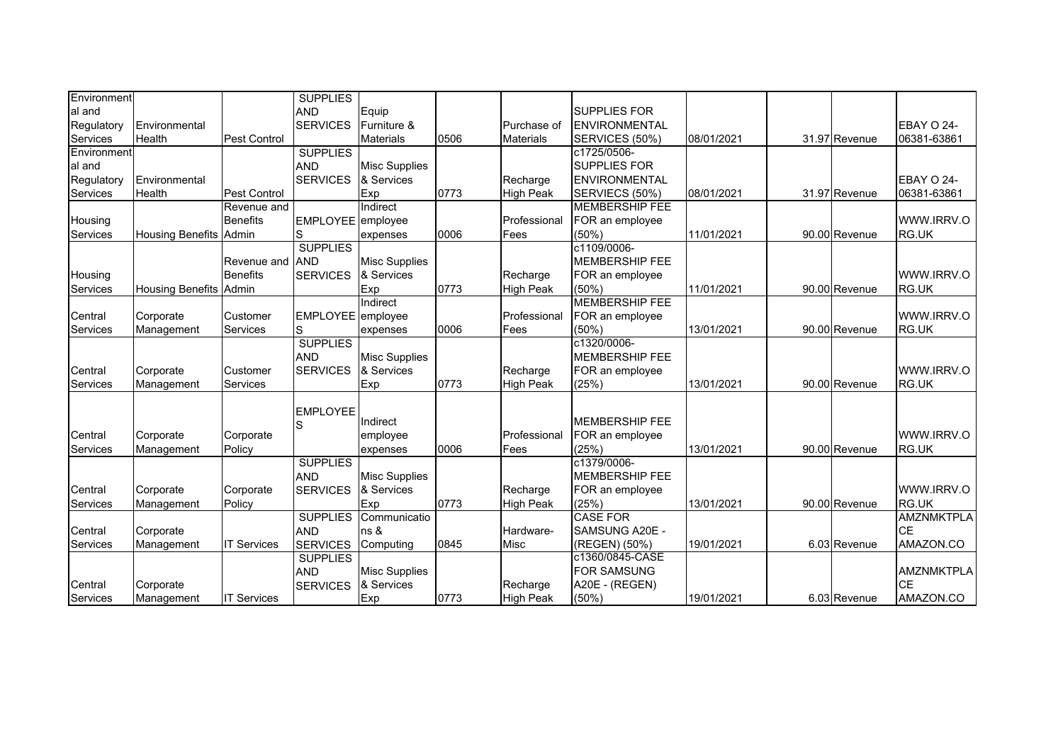| | | | | | | | | | | | | |
|---|---|---|---|---|---|---|---|---|---|---|---|---|
| Environmental and Regulatory Services | Environmental Health | Pest Control | SUPPLIES AND SERVICES | Equip Furniture & Materials | 0506 | Purchase of Materials | SUPPLIES FOR ENVIRONMENTAL SERVICES (50%) | 08/01/2021 | | 31.97 | Revenue | EBAY O 24-06381-63861 |
| Environmental and Regulatory Services | Environmental Health | Pest Control | SUPPLIES AND SERVICES | Misc Supplies & Services Exp | 0773 | Recharge High Peak | c1725/0506-SUPPLIES FOR ENVIRONMENTAL SERVIECS (50%) | 08/01/2021 | | 31.97 | Revenue | EBAY O 24-06381-63861 |
| Housing Services | Housing Benefits | Revenue and Benefits Admin | EMPLOYEES | Indirect employee expenses | 0006 | Professional Fees | MEMBERSHIP FEE FOR an employee (50%) | 11/01/2021 | | 90.00 | Revenue | WWW.IRRV.ORG.UK |
| Housing Services | Housing Benefits | Revenue and Benefits Admin | SUPPLIES AND SERVICES | Misc Supplies & Services Exp | 0773 | Recharge High Peak | c1109/0006-MEMBERSHIP FEE FOR an employee (50%) | 11/01/2021 | | 90.00 | Revenue | WWW.IRRV.ORG.UK |
| Central Services | Corporate Management | Customer Services | EMPLOYEES | Indirect employee expenses | 0006 | Professional Fees | MEMBERSHIP FEE FOR an employee (50%) | 13/01/2021 | | 90.00 | Revenue | WWW.IRRV.ORG.UK |
| Central Services | Corporate Management | Customer Services | SUPPLIES AND SERVICES | Misc Supplies & Services Exp | 0773 | Recharge High Peak | c1320/0006-MEMBERSHIP FEE FOR an employee (25%) | 13/01/2021 | | 90.00 | Revenue | WWW.IRRV.ORG.UK |
| Central Services | Corporate Management | Corporate Policy | EMPLOYEES | Indirect employee expenses | 0006 | Professional Fees | MEMBERSHIP FEE FOR an employee (25%) | 13/01/2021 | | 90.00 | Revenue | WWW.IRRV.ORG.UK |
| Central Services | Corporate Management | Corporate Policy | SUPPLIES AND SERVICES | Misc Supplies & Services Exp | 0773 | Recharge High Peak | c1379/0006-MEMBERSHIP FEE FOR an employee (25%) | 13/01/2021 | | 90.00 | Revenue | WWW.IRRV.ORG.UK |
| Central Services | Corporate Management | IT Services | SUPPLIES AND SERVICES | Communications & Computing | 0845 | Hardware-Misc | CASE FOR SAMSUNG A20E - (REGEN) (50%) | 19/01/2021 | | 6.03 | Revenue | AMZNMKTPLACE AMAZON.CO |
| Central Services | Corporate Management | IT Services | SUPPLIES AND SERVICES | Misc Supplies & Services Exp | 0773 | Recharge High Peak | c1360/0845-CASE FOR SAMSUNG A20E - (REGEN) (50%) | 19/01/2021 | | 6.03 | Revenue | AMZNMKTPLACE AMAZON.CO |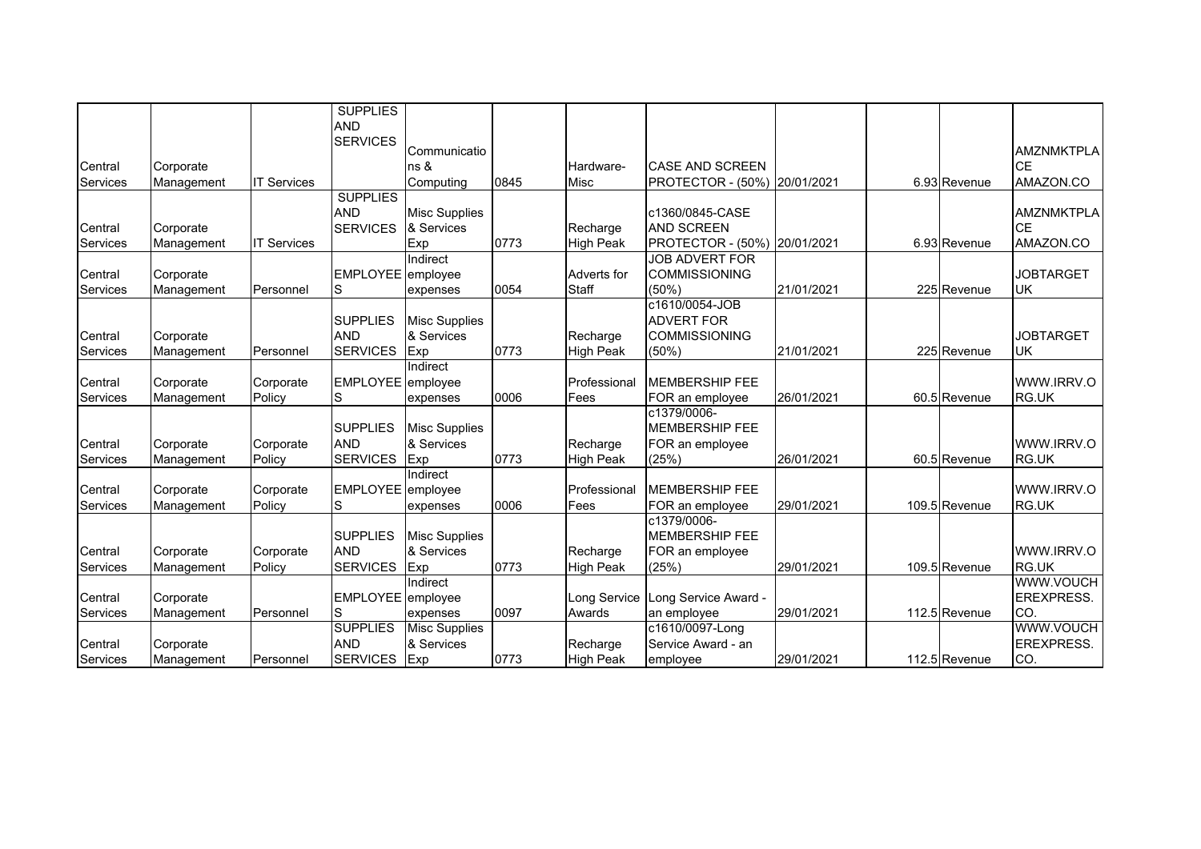| | | | | | | | | | | | |
|---|---|---|---|---|---|---|---|---|---|---|---|
| Central Services | Corporate Management | IT Services | SUPPLIES AND SERVICES | Communications & Computing | 0845 | Hardware-Misc | CASE AND SCREEN PROTECTOR - (50%) | 20/01/2021 | 6.93 | Revenue | AMZNMKTPLACE AMAZON.CO |
| Central Services | Corporate Management | IT Services | SUPPLIES AND SERVICES | Misc Supplies & Services Exp | 0773 | Recharge High Peak | c1360/0845-CASE AND SCREEN PROTECTOR - (50%) | 20/01/2021 | 6.93 | Revenue | AMZNMKTPLACE AMAZON.CO |
| Central Services | Corporate Management | Personnel | EMPLOYEES | Indirect employee expenses | 0054 | Adverts for Staff | JOB ADVERT FOR COMMISSIONING (50%) | 21/01/2021 | 225 | Revenue | JOBTARGET UK |
| Central Services | Corporate Management | Personnel | SUPPLIES AND SERVICES | Misc Supplies & Services Exp | 0773 | Recharge High Peak | c1610/0054-JOB ADVERT FOR COMMISSIONING (50%) | 21/01/2021 | 225 | Revenue | JOBTARGET UK |
| Central Services | Corporate Management | Corporate Policy | EMPLOYEES | Indirect employee expenses | 0006 | Professional Fees | MEMBERSHIP FEE FOR an employee | 26/01/2021 | 60.5 | Revenue | WWW.IRRV.ORG.UK |
| Central Services | Corporate Management | Corporate Policy | SUPPLIES AND SERVICES | Misc Supplies & Services Exp | 0773 | Recharge High Peak | c1379/0006-MEMBERSHIP FEE FOR an employee (25%) | 26/01/2021 | 60.5 | Revenue | WWW.IRRV.ORG.UK |
| Central Services | Corporate Management | Corporate Policy | EMPLOYEES | Indirect employee expenses | 0006 | Professional Fees | MEMBERSHIP FEE FOR an employee | 29/01/2021 | 109.5 | Revenue | WWW.IRRV.ORG.UK |
| Central Services | Corporate Management | Corporate Policy | SUPPLIES AND SERVICES | Misc Supplies & Services Exp | 0773 | Recharge High Peak | c1379/0006-MEMBERSHIP FEE FOR an employee (25%) | 29/01/2021 | 109.5 | Revenue | WWW.IRRV.ORG.UK |
| Central Services | Corporate Management | Personnel | EMPLOYEES | Indirect employee expenses | 0097 | Long Service Awards | Long Service Award - an employee | 29/01/2021 | 112.5 | Revenue | WWW.VOUCHEREXPRESS.CO. |
| Central Services | Corporate Management | Personnel | SUPPLIES AND SERVICES | Misc Supplies & Services Exp | 0773 | Recharge High Peak | c1610/0097-Long Service Award - an employee | 29/01/2021 | 112.5 | Revenue | WWW.VOUCHEREXPRESS.CO. |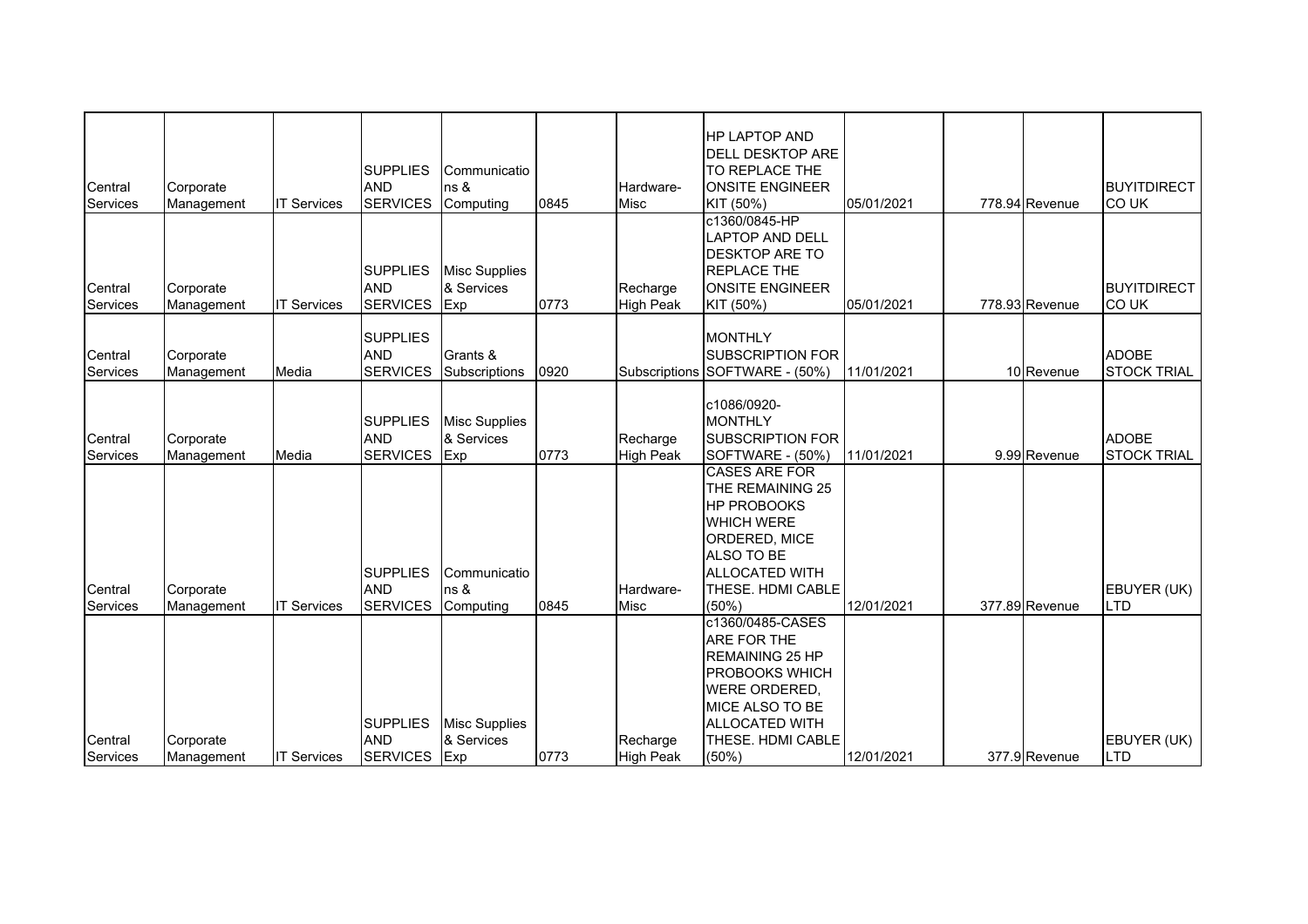| | | | | | | | | | | | |
|---|---|---|---|---|---|---|---|---|---|---|---|
| Central Services | Corporate Management | IT Services | SUPPLIES AND SERVICES | Communications & Computing | 0845 | Hardware-Misc | HP LAPTOP AND DELL DESKTOP ARE TO REPLACE THE ONSITE ENGINEER KIT (50%) | 05/01/2021 | 778.94 | Revenue | BUYITDIRECT CO UK |
| Central Services | Corporate Management | IT Services | SUPPLIES AND SERVICES | Misc Supplies & Services Exp | 0773 | Recharge High Peak | c1360/0845-HP LAPTOP AND DELL DESKTOP ARE TO REPLACE THE ONSITE ENGINEER KIT (50%) | 05/01/2021 | 778.93 | Revenue | BUYITDIRECT CO UK |
| Central Services | Corporate Management | Media | SUPPLIES AND SERVICES | Grants & Subscriptions | 0920 | Subscriptions | MONTHLY SUBSCRIPTION FOR SOFTWARE - (50%) | 11/01/2021 | 10 | Revenue | ADOBE STOCK TRIAL |
| Central Services | Corporate Management | Media | SUPPLIES AND SERVICES | Misc Supplies & Services Exp | 0773 | Recharge High Peak | c1086/0920-MONTHLY SUBSCRIPTION FOR SOFTWARE - (50%) | 11/01/2021 | 9.99 | Revenue | ADOBE STOCK TRIAL |
| Central Services | Corporate Management | IT Services | SUPPLIES AND SERVICES | Communications & Computing | 0845 | Hardware-Misc | CASES ARE FOR THE REMAINING 25 HP PROBOOKS WHICH WERE ORDERED, MICE ALSO TO BE ALLOCATED WITH THESE. HDMI CABLE (50%) | 12/01/2021 | 377.89 | Revenue | EBUYER (UK) LTD |
| Central Services | Corporate Management | IT Services | SUPPLIES AND SERVICES | Misc Supplies & Services Exp | 0773 | Recharge High Peak | c1360/0485-CASES ARE FOR THE REMAINING 25 HP PROBOOKS WHICH WERE ORDERED, MICE ALSO TO BE ALLOCATED WITH THESE. HDMI CABLE (50%) | 12/01/2021 | 377.9 | Revenue | EBUYER (UK) LTD |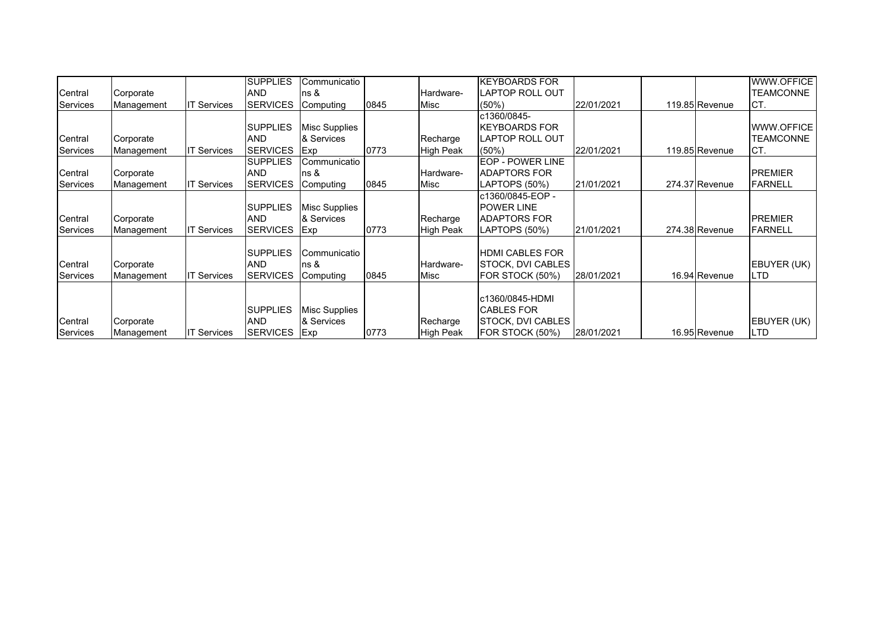| | | | | | | | | | | | | |
|---|---|---|---|---|---|---|---|---|---|---|---|---|
| Central Services | Corporate Management | IT Services | SUPPLIES AND SERVICES | Communications & Computing | 0845 | Hardware-Misc | KEYBOARDS FOR LAPTOP ROLL OUT (50%) | 22/01/2021 | | 119.85 | Revenue | WWW.OFFICETEAMCONNECT. |
| Central Services | Corporate Management | IT Services | SUPPLIES AND SERVICES | Misc Supplies & Services Exp | 0773 | Recharge High Peak | c1360/0845-KEYBOARDS FOR LAPTOP ROLL OUT (50%) | 22/01/2021 | | 119.85 | Revenue | WWW.OFFICETEAMCONNECT. |
| Central Services | Corporate Management | IT Services | SUPPLIES AND SERVICES | Communications & Computing | 0845 | Hardware-Misc | EOP - POWER LINE ADAPTORS FOR LAPTOPS (50%) | 21/01/2021 | | 274.37 | Revenue | PREMIER FARNELL |
| Central Services | Corporate Management | IT Services | SUPPLIES AND SERVICES | Misc Supplies & Services Exp | 0773 | Recharge High Peak | c1360/0845-EOP - POWER LINE ADAPTORS FOR LAPTOPS (50%) | 21/01/2021 | | 274.38 | Revenue | PREMIER FARNELL |
| Central Services | Corporate Management | IT Services | SUPPLIES AND SERVICES | Communications & Computing | 0845 | Hardware-Misc | HDMI CABLES FOR STOCK, DVI CABLES FOR STOCK (50%) | 28/01/2021 | | 16.94 | Revenue | EBUYER (UK) LTD |
| Central Services | Corporate Management | IT Services | SUPPLIES AND SERVICES | Misc Supplies & Services Exp | 0773 | Recharge High Peak | c1360/0845-HDMI CABLES FOR STOCK, DVI CABLES FOR STOCK (50%) | 28/01/2021 | | 16.95 | Revenue | EBUYER (UK) LTD |